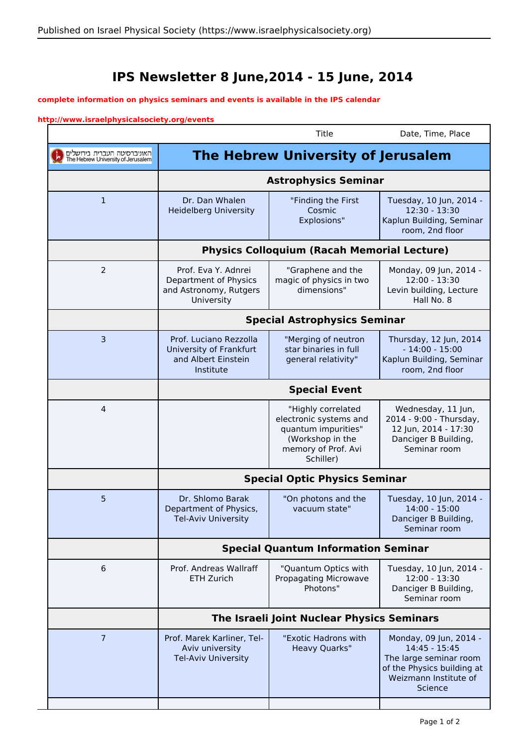# IPS Newsletter 8 June,2014 - 15 June, 2014

**complete information on physics seminars and events is available in the IPS calendar**

**http://www.israelphysicalsociety.org/events**

| | | Title | Date, Time, Place |
|---|---|---|---|
| האוניברסיטה העברית בירושלים The Hebrew University of Jerusalem | **The Hebrew University of Jerusalem** | | |
| | **Astrophysics Seminar** | | |
| 1 | Dr. Dan Whalen<br>Heidelberg University | "Finding the First Cosmic Explosions" | Tuesday, 10 Jun, 2014 - 12:30 - 13:30<br>Kaplun Building, Seminar room, 2nd floor |
| | **Physics Colloquium (Racah Memorial Lecture)** | | |
| 2 | Prof. Eva Y. Adnrei<br>Department of Physics and Astronomy, Rutgers University | "Graphene and the magic of physics in two dimensions" | Monday, 09 Jun, 2014 - 12:00 - 13:30<br>Levin building, Lecture Hall No. 8 |
| | **Special Astrophysics Seminar** | | |
| 3 | Prof. Luciano Rezzolla<br>University of Frankfurt and Albert Einstein Institute | "Merging of neutron star binaries in full general relativity" | Thursday, 12 Jun, 2014 - 14:00 - 15:00<br>Kaplun Building, Seminar room, 2nd floor |
| | **Special Event** | | |
| 4 | | "Highly correlated electronic systems and quantum impurities" (Workshop in the memory of Prof. Avi Schiller) | Wednesday, 11 Jun, 2014 - 9:00 - Thursday, 12 Jun, 2014 - 17:30<br>Danciger B Building, Seminar room |
| | **Special Optic Physics Seminar** | | |
| 5 | Dr. Shlomo Barak<br>Department of Physics, Tel-Aviv University | "On photons and the vacuum state" | Tuesday, 10 Jun, 2014 - 14:00 - 15:00<br>Danciger B Building, Seminar room |
| | **Special Quantum Information Seminar** | | |
| 6 | Prof. Andreas Wallraff<br>ETH Zurich | "Quantum Optics with Propagating Microwave Photons" | Tuesday, 10 Jun, 2014 - 12:00 - 13:30<br>Danciger B Building, Seminar room |
| | **The Israeli Joint Nuclear Physics Seminars** | | |
| 7 | Prof. Marek Karliner, Tel-Aviv university<br>Tel-Aviv University | "Exotic Hadrons with Heavy Quarks" | Monday, 09 Jun, 2014 - 14:45 - 15:45<br>The large seminar room of the Physics building at Weizmann Institute of Science |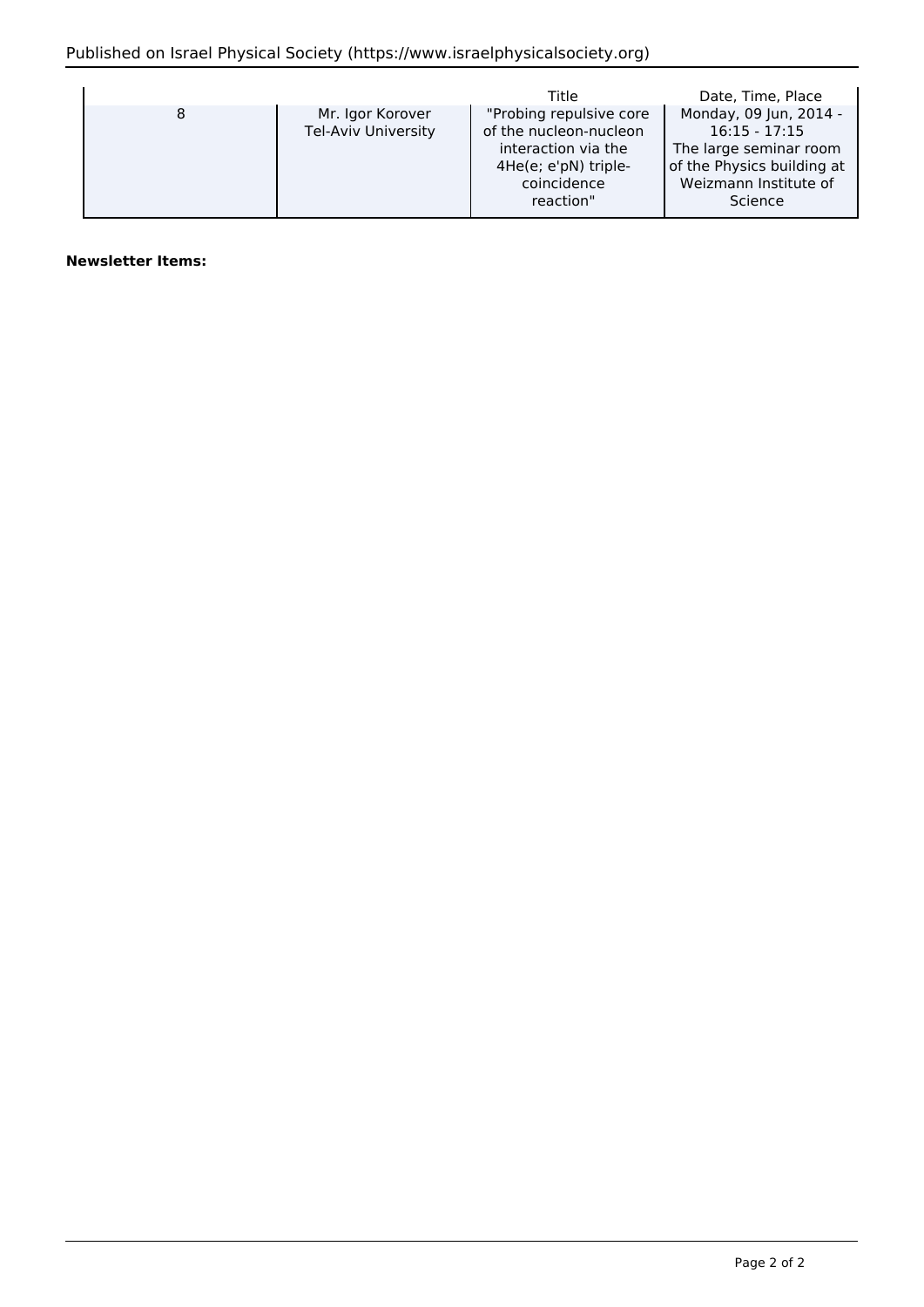| | | Title | Date, Time, Place |
|---|---|---|---|
| 8 | Mr. Igor Korover<br>Tel-Aviv University | "Probing repulsive core of the nucleon-nucleon interaction via the 4He(e; e'pN) triple-coincidence reaction" | Monday, 09 Jun, 2014 - 16:15 - 17:15<br>The large seminar room of the Physics building at Weizmann Institute of Science |

**Newsletter Items:**